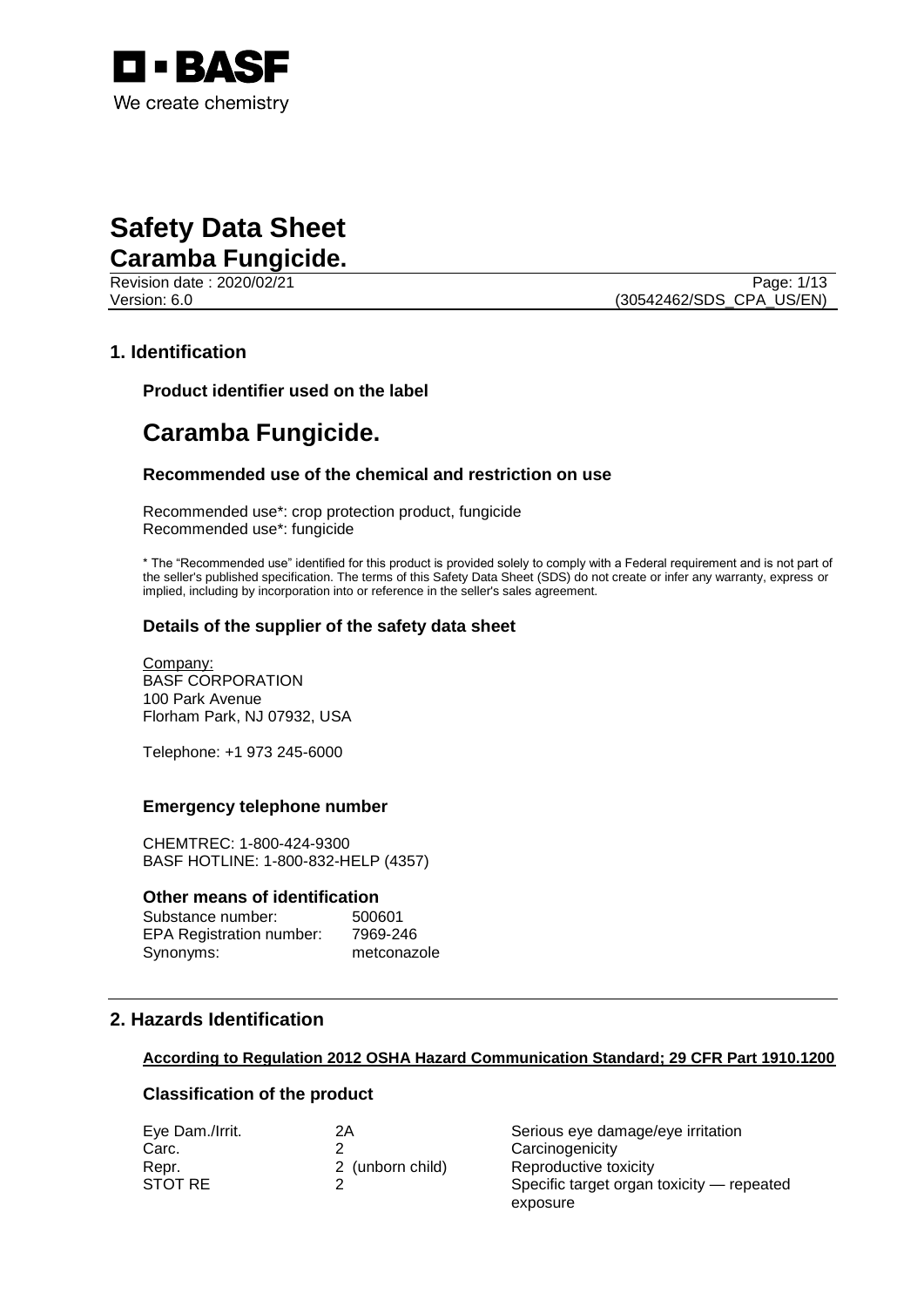BASF

We create chemistry

# Safety Data Sheet

## Caramba Fungicide.

Revision date : 2020/02/21
Version: 6.0
(30542462/SDS_CPA_US/EN)

## 1. Identification

### Product identifier used on the label

# Caramba Fungicide.

### Recommended use of the chemical and restriction on use

Recommended use*: crop protection product, fungicide
Recommended use*: fungicide

* The "Recommended use" identified for this product is provided solely to comply with a Federal requirement and is not part of the seller's published specification. The terms of this Safety Data Sheet (SDS) do not create or infer any warranty, express or implied, including by incorporation into or reference in the seller's sales agreement.

### Details of the supplier of the safety data sheet

Company:
BASF CORPORATION
100 Park Avenue
Florham Park, NJ 07932, USA

Telephone: +1 973 245-6000

### Emergency telephone number

CHEMTREC: 1-800-424-9300
BASF HOTLINE: 1-800-832-HELP (4357)

### Other means of identification

| | |
|---|---|
| Substance number: | 500601 |
| EPA Registration number: | 7969-246 |
| Synonyms: | metconazole |

## 2. Hazards Identification

**According to Regulation 2012 OSHA Hazard Communication Standard; 29 CFR Part 1910.1200**

### Classification of the product

| | | |
|---|---|---|
| Eye Dam./Irrit. | 2A | Serious eye damage/eye irritation |
| Carc. | 2 | Carcinogenicity |
| Repr. | 2 (unborn child) | Reproductive toxicity |
| STOT RE | 2 | Specific target organ toxicity — repeated exposure |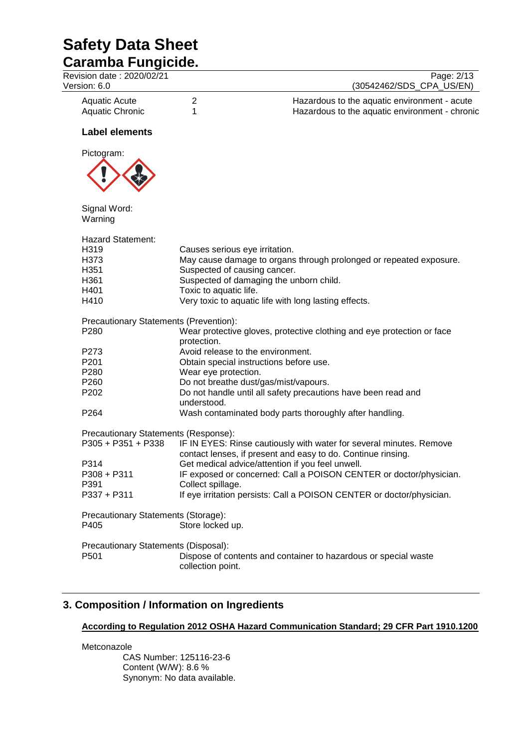| | | |
|---|---|---|
| Aquatic Acute | 2 | Hazardous to the aquatic environment - acute |
| Aquatic Chronic | 1 | Hazardous to the aquatic environment - chronic |

### Label elements

Pictogram:

Signal Word:
Warning

Hazard Statement:

| | |
|---|---|
| H319 | Causes serious eye irritation. |
| H373 | May cause damage to organs through prolonged or repeated exposure. |
| H351 | Suspected of causing cancer. |
| H361 | Suspected of damaging the unborn child. |
| H401 | Toxic to aquatic life. |
| H410 | Very toxic to aquatic life with long lasting effects. |

Precautionary Statements (Prevention):

| | |
|---|---|
| P280 | Wear protective gloves, protective clothing and eye protection or face protection. |
| P273 | Avoid release to the environment. |
| P201 | Obtain special instructions before use. |
| P280 | Wear eye protection. |
| P260 | Do not breathe dust/gas/mist/vapours. |
| P202 | Do not handle until all safety precautions have been read and understood. |
| P264 | Wash contaminated body parts thoroughly after handling. |

Precautionary Statements (Response):

| | |
|---|---|
| P305 + P351 + P338 | IF IN EYES: Rinse cautiously with water for several minutes. Remove contact lenses, if present and easy to do. Continue rinsing. |
| P314 | Get medical advice/attention if you feel unwell. |
| P308 + P311 | IF exposed or concerned: Call a POISON CENTER or doctor/physician. |
| P391 | Collect spillage. |
| P337 + P311 | If eye irritation persists: Call a POISON CENTER or doctor/physician. |

Precautionary Statements (Storage):

| | |
|---|---|
| P405 | Store locked up. |

Precautionary Statements (Disposal):

| | |
|---|---|
| P501 | Dispose of contents and container to hazardous or special waste collection point. |

## 3. Composition / Information on Ingredients

**According to Regulation 2012 OSHA Hazard Communication Standard; 29 CFR Part 1910.1200**

Metconazole
CAS Number: 125116-23-6
Content (W/W): 8.6 %
Synonym: No data available.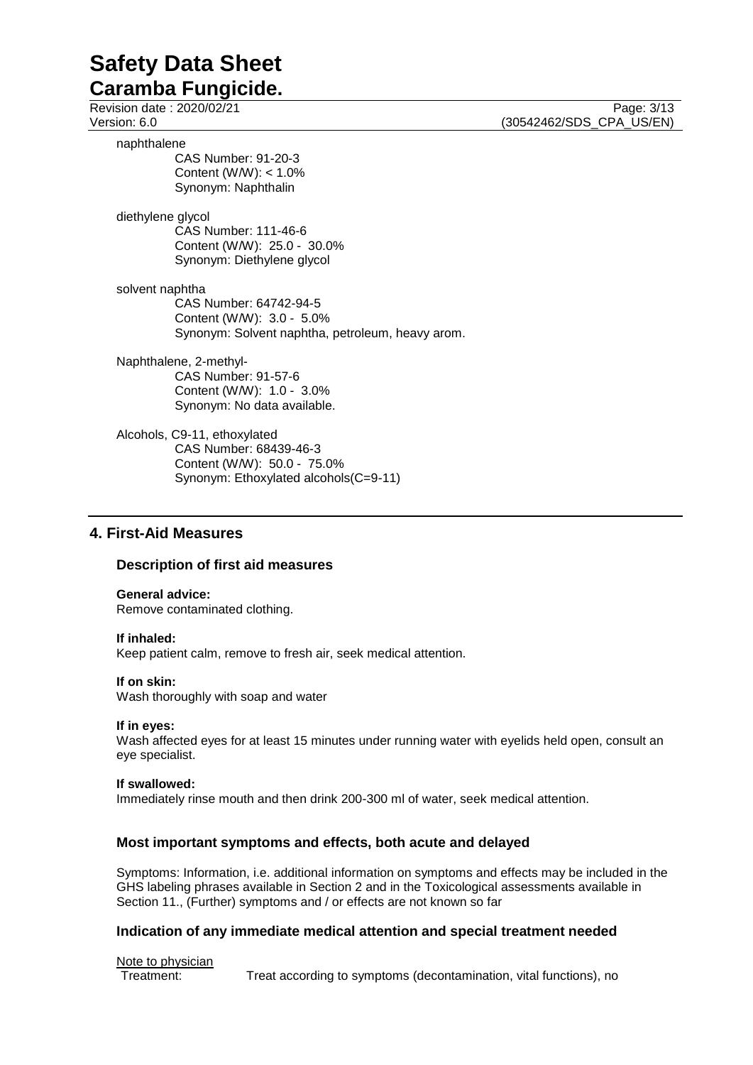naphthalene

CAS Number: 91-20-3
Content (W/W): < 1.0%
Synonym: Naphthalin

diethylene glycol

CAS Number: 111-46-6
Content (W/W): 25.0 - 30.0%
Synonym: Diethylene glycol

solvent naphtha

CAS Number: 64742-94-5
Content (W/W): 3.0 - 5.0%
Synonym: Solvent naphtha, petroleum, heavy arom.

Naphthalene, 2-methyl-

CAS Number: 91-57-6
Content (W/W): 1.0 - 3.0%
Synonym: No data available.

Alcohols, C9-11, ethoxylated

CAS Number: 68439-46-3
Content (W/W): 50.0 - 75.0%
Synonym: Ethoxylated alcohols(C=9-11)

## 4. First-Aid Measures

### Description of first aid measures

**General advice:**
Remove contaminated clothing.

**If inhaled:**
Keep patient calm, remove to fresh air, seek medical attention.

**If on skin:**
Wash thoroughly with soap and water

**If in eyes:**
Wash affected eyes for at least 15 minutes under running water with eyelids held open, consult an eye specialist.

**If swallowed:**
Immediately rinse mouth and then drink 200-300 ml of water, seek medical attention.

### Most important symptoms and effects, both acute and delayed

Symptoms: Information, i.e. additional information on symptoms and effects may be included in the GHS labeling phrases available in Section 2 and in the Toxicological assessments available in Section 11., (Further) symptoms and / or effects are not known so far

### Indication of any immediate medical attention and special treatment needed

Note to physician

Treatment: Treat according to symptoms (decontamination, vital functions), no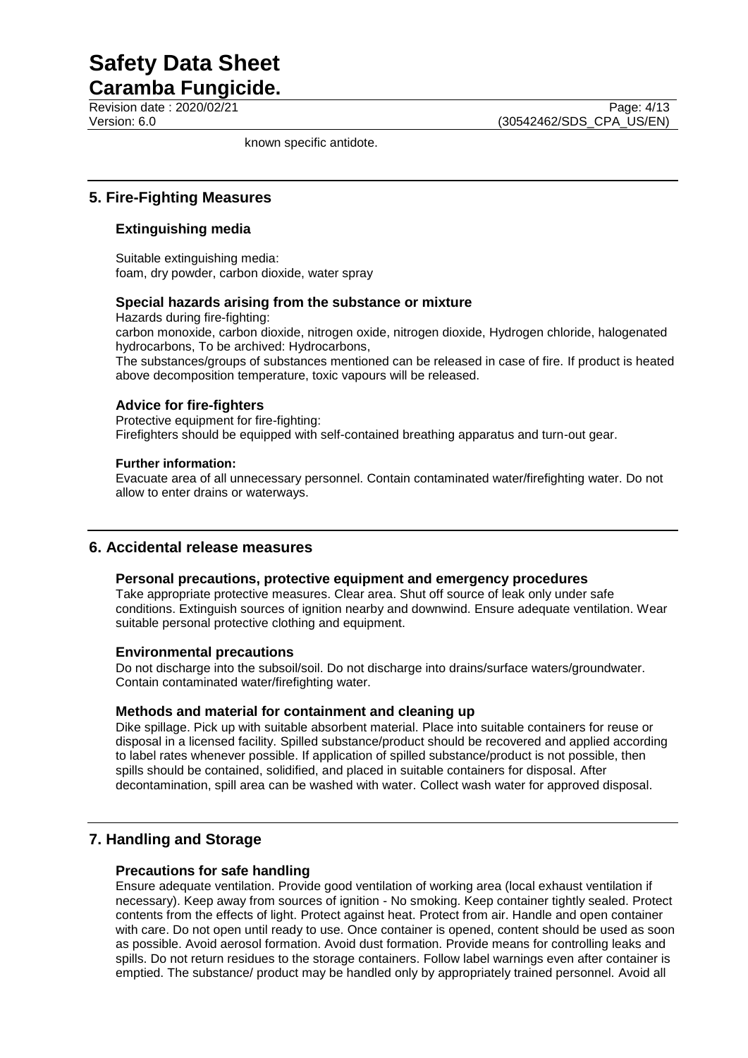known specific antidote.

## 5. Fire-Fighting Measures

### Extinguishing media

Suitable extinguishing media:
foam, dry powder, carbon dioxide, water spray

### Special hazards arising from the substance or mixture

Hazards during fire-fighting:
carbon monoxide, carbon dioxide, nitrogen oxide, nitrogen dioxide, Hydrogen chloride, halogenated hydrocarbons, To be archived: Hydrocarbons,
The substances/groups of substances mentioned can be released in case of fire. If product is heated above decomposition temperature, toxic vapours will be released.

### Advice for fire-fighters

Protective equipment for fire-fighting:
Firefighters should be equipped with self-contained breathing apparatus and turn-out gear.

**Further information:**
Evacuate area of all unnecessary personnel. Contain contaminated water/firefighting water. Do not allow to enter drains or waterways.

## 6. Accidental release measures

### Personal precautions, protective equipment and emergency procedures

Take appropriate protective measures. Clear area. Shut off source of leak only under safe conditions. Extinguish sources of ignition nearby and downwind. Ensure adequate ventilation. Wear suitable personal protective clothing and equipment.

### Environmental precautions

Do not discharge into the subsoil/soil. Do not discharge into drains/surface waters/groundwater. Contain contaminated water/firefighting water.

### Methods and material for containment and cleaning up

Dike spillage. Pick up with suitable absorbent material. Place into suitable containers for reuse or disposal in a licensed facility. Spilled substance/product should be recovered and applied according to label rates whenever possible. If application of spilled substance/product is not possible, then spills should be contained, solidified, and placed in suitable containers for disposal. After decontamination, spill area can be washed with water. Collect wash water for approved disposal.

## 7. Handling and Storage

### Precautions for safe handling

Ensure adequate ventilation. Provide good ventilation of working area (local exhaust ventilation if necessary). Keep away from sources of ignition - No smoking. Keep container tightly sealed. Protect contents from the effects of light. Protect against heat. Protect from air. Handle and open container with care. Do not open until ready to use. Once container is opened, content should be used as soon as possible. Avoid aerosol formation. Avoid dust formation. Provide means for controlling leaks and spills. Do not return residues to the storage containers. Follow label warnings even after container is emptied. The substance/ product may be handled only by appropriately trained personnel. Avoid all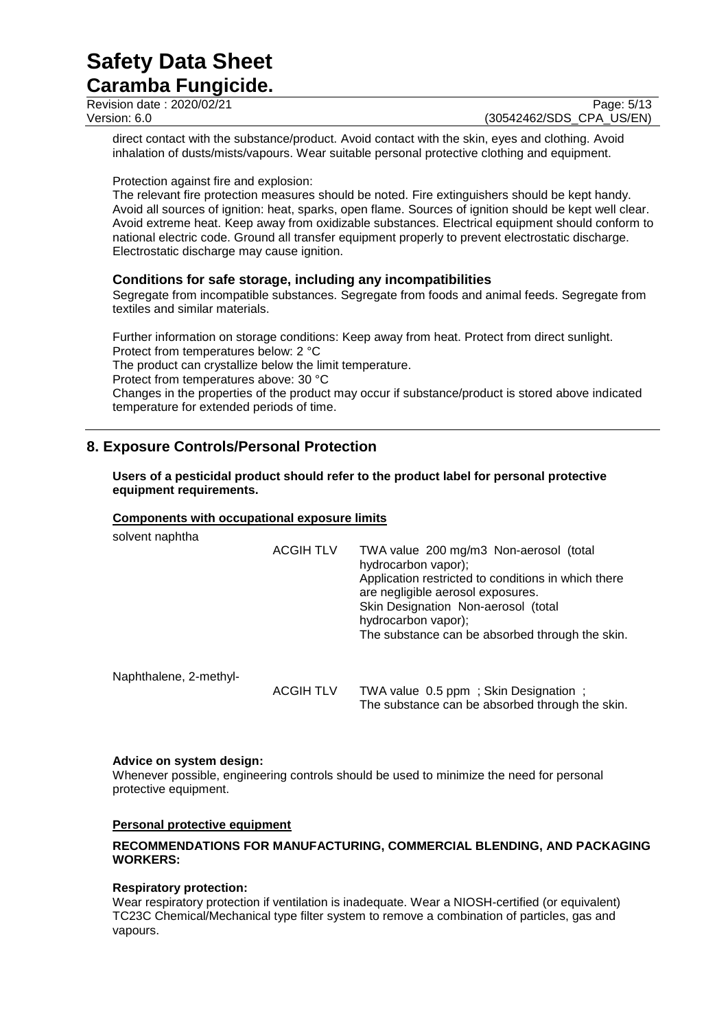direct contact with the substance/product. Avoid contact with the skin, eyes and clothing. Avoid inhalation of dusts/mists/vapours. Wear suitable personal protective clothing and equipment.

Protection against fire and explosion:
The relevant fire protection measures should be noted. Fire extinguishers should be kept handy. Avoid all sources of ignition: heat, sparks, open flame. Sources of ignition should be kept well clear. Avoid extreme heat. Keep away from oxidizable substances. Electrical equipment should conform to national electric code. Ground all transfer equipment properly to prevent electrostatic discharge. Electrostatic discharge may cause ignition.

### Conditions for safe storage, including any incompatibilities

Segregate from incompatible substances. Segregate from foods and animal feeds. Segregate from textiles and similar materials.

Further information on storage conditions: Keep away from heat. Protect from direct sunlight.
Protect from temperatures below: 2 °C
The product can crystallize below the limit temperature.
Protect from temperatures above: 30 °C
Changes in the properties of the product may occur if substance/product is stored above indicated temperature for extended periods of time.

## 8. Exposure Controls/Personal Protection

**Users of a pesticidal product should refer to the product label for personal protective equipment requirements.**

**Components with occupational exposure limits**

| Component | Source | Value |
|---|---|---|
| solvent naphtha | ACGIH TLV | TWA value 200 mg/m3 Non-aerosol (total hydrocarbon vapor); Application restricted to conditions in which there are negligible aerosol exposures. Skin Designation Non-aerosol (total hydrocarbon vapor); The substance can be absorbed through the skin. |
| Naphthalene, 2-methyl- | ACGIH TLV | TWA value 0.5 ppm ; Skin Designation ; The substance can be absorbed through the skin. |

**Advice on system design:**
Whenever possible, engineering controls should be used to minimize the need for personal protective equipment.

**Personal protective equipment**

**RECOMMENDATIONS FOR MANUFACTURING, COMMERCIAL BLENDING, AND PACKAGING WORKERS:**

**Respiratory protection:**
Wear respiratory protection if ventilation is inadequate. Wear a NIOSH-certified (or equivalent) TC23C Chemical/Mechanical type filter system to remove a combination of particles, gas and vapours.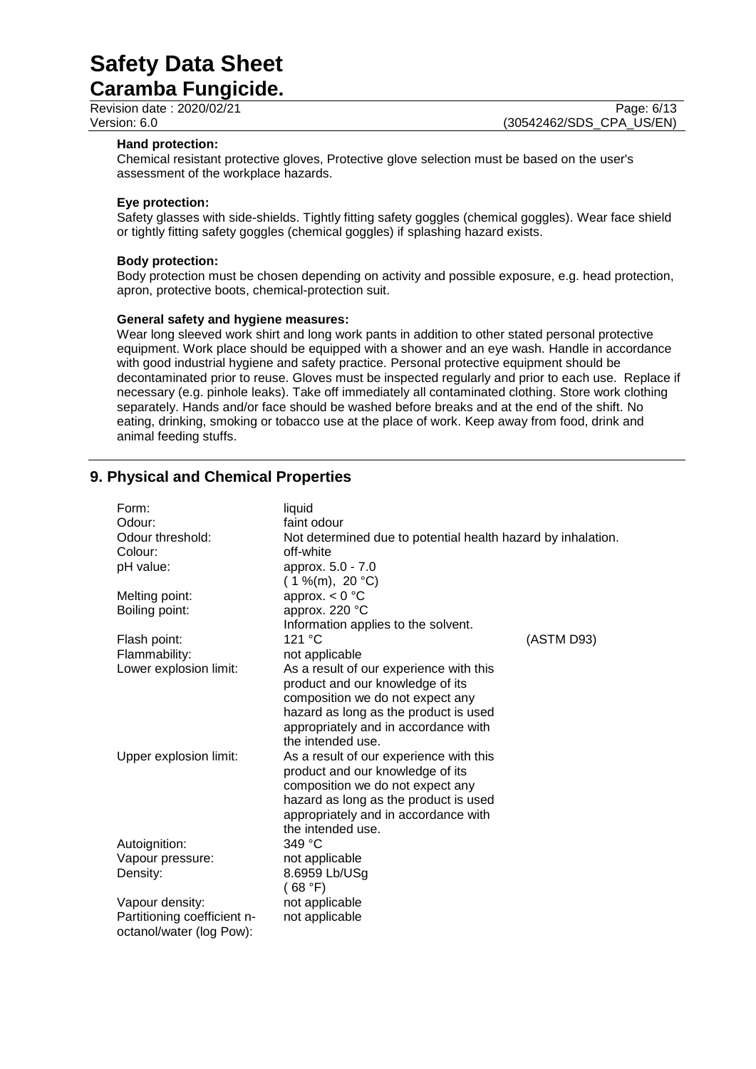**Hand protection:**

Chemical resistant protective gloves, Protective glove selection must be based on the user's assessment of the workplace hazards.

**Eye protection:**

Safety glasses with side-shields. Tightly fitting safety goggles (chemical goggles). Wear face shield or tightly fitting safety goggles (chemical goggles) if splashing hazard exists.

**Body protection:**

Body protection must be chosen depending on activity and possible exposure, e.g. head protection, apron, protective boots, chemical-protection suit.

**General safety and hygiene measures:**

Wear long sleeved work shirt and long work pants in addition to other stated personal protective equipment. Work place should be equipped with a shower and an eye wash. Handle in accordance with good industrial hygiene and safety practice. Personal protective equipment should be decontaminated prior to reuse. Gloves must be inspected regularly and prior to each use. Replace if necessary (e.g. pinhole leaks). Take off immediately all contaminated clothing. Store work clothing separately. Hands and/or face should be washed before breaks and at the end of the shift. No eating, drinking, smoking or tobacco use at the place of work. Keep away from food, drink and animal feeding stuffs.

## 9. Physical and Chemical Properties

| | | |
|---|---|---|
| Form: | liquid | |
| Odour: | faint odour | |
| Odour threshold: | Not determined due to potential health hazard by inhalation. | |
| Colour: | off-white | |
| pH value: | approx. 5.0 - 7.0<br>( 1 %(m), 20 °C) | |
| Melting point: | approx. < 0 °C | |
| Boiling point: | approx. 220 °C<br>Information applies to the solvent. | |
| Flash point: | 121 °C | (ASTM D93) |
| Flammability: | not applicable | |
| Lower explosion limit: | As a result of our experience with this product and our knowledge of its composition we do not expect any hazard as long as the product is used appropriately and in accordance with the intended use. | |
| Upper explosion limit: | As a result of our experience with this product and our knowledge of its composition we do not expect any hazard as long as the product is used appropriately and in accordance with the intended use. | |
| Autoignition: | 349 °C | |
| Vapour pressure: | not applicable | |
| Density: | 8.6959 Lb/USg<br>( 68 °F) | |
| Vapour density: | not applicable | |
| Partitioning coefficient n-octanol/water (log Pow): | not applicable | |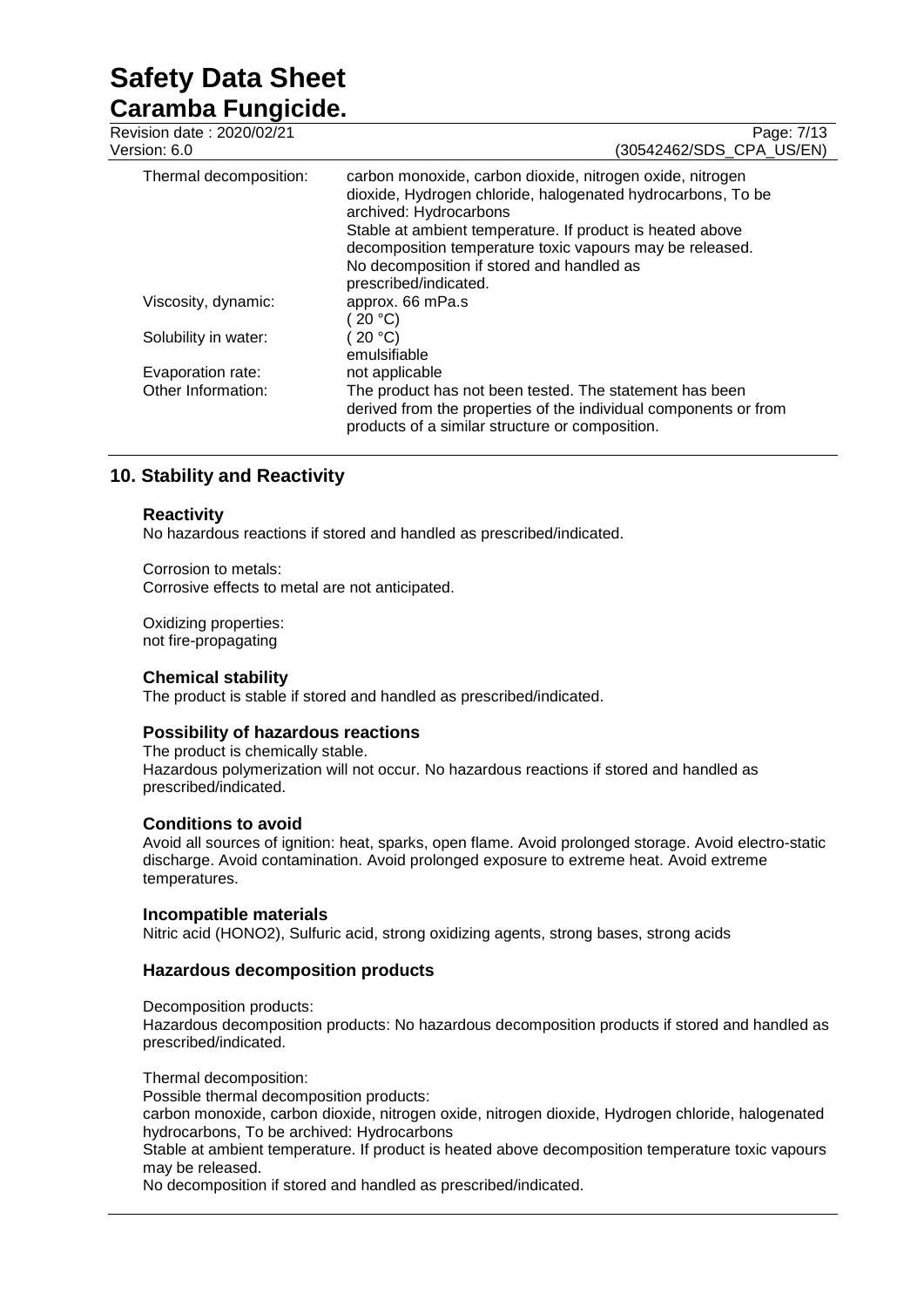| | |
|---|---|
| Thermal decomposition: | carbon monoxide, carbon dioxide, nitrogen oxide, nitrogen dioxide, Hydrogen chloride, halogenated hydrocarbons, To be archived: Hydrocarbons<br>Stable at ambient temperature. If product is heated above decomposition temperature toxic vapours may be released.<br>No decomposition if stored and handled as prescribed/indicated. |
| Viscosity, dynamic: | approx. 66 mPa.s<br>( 20 °C) |
| Solubility in water: | ( 20 °C)<br>emulsifiable |
| Evaporation rate: | not applicable |
| Other Information: | The product has not been tested. The statement has been derived from the properties of the individual components or from products of a similar structure or composition. |

## 10. Stability and Reactivity

### Reactivity

No hazardous reactions if stored and handled as prescribed/indicated.

Corrosion to metals:
Corrosive effects to metal are not anticipated.

Oxidizing properties:
not fire-propagating

### Chemical stability

The product is stable if stored and handled as prescribed/indicated.

### Possibility of hazardous reactions

The product is chemically stable.
Hazardous polymerization will not occur. No hazardous reactions if stored and handled as prescribed/indicated.

### Conditions to avoid

Avoid all sources of ignition: heat, sparks, open flame. Avoid prolonged storage. Avoid electro-static discharge. Avoid contamination. Avoid prolonged exposure to extreme heat. Avoid extreme temperatures.

### Incompatible materials

Nitric acid ($HONO_2$), Sulfuric acid, strong oxidizing agents, strong bases, strong acids

### Hazardous decomposition products

Decomposition products:
Hazardous decomposition products: No hazardous decomposition products if stored and handled as prescribed/indicated.

Thermal decomposition:
Possible thermal decomposition products:
carbon monoxide, carbon dioxide, nitrogen oxide, nitrogen dioxide, Hydrogen chloride, halogenated hydrocarbons, To be archived: Hydrocarbons
Stable at ambient temperature. If product is heated above decomposition temperature toxic vapours may be released.
No decomposition if stored and handled as prescribed/indicated.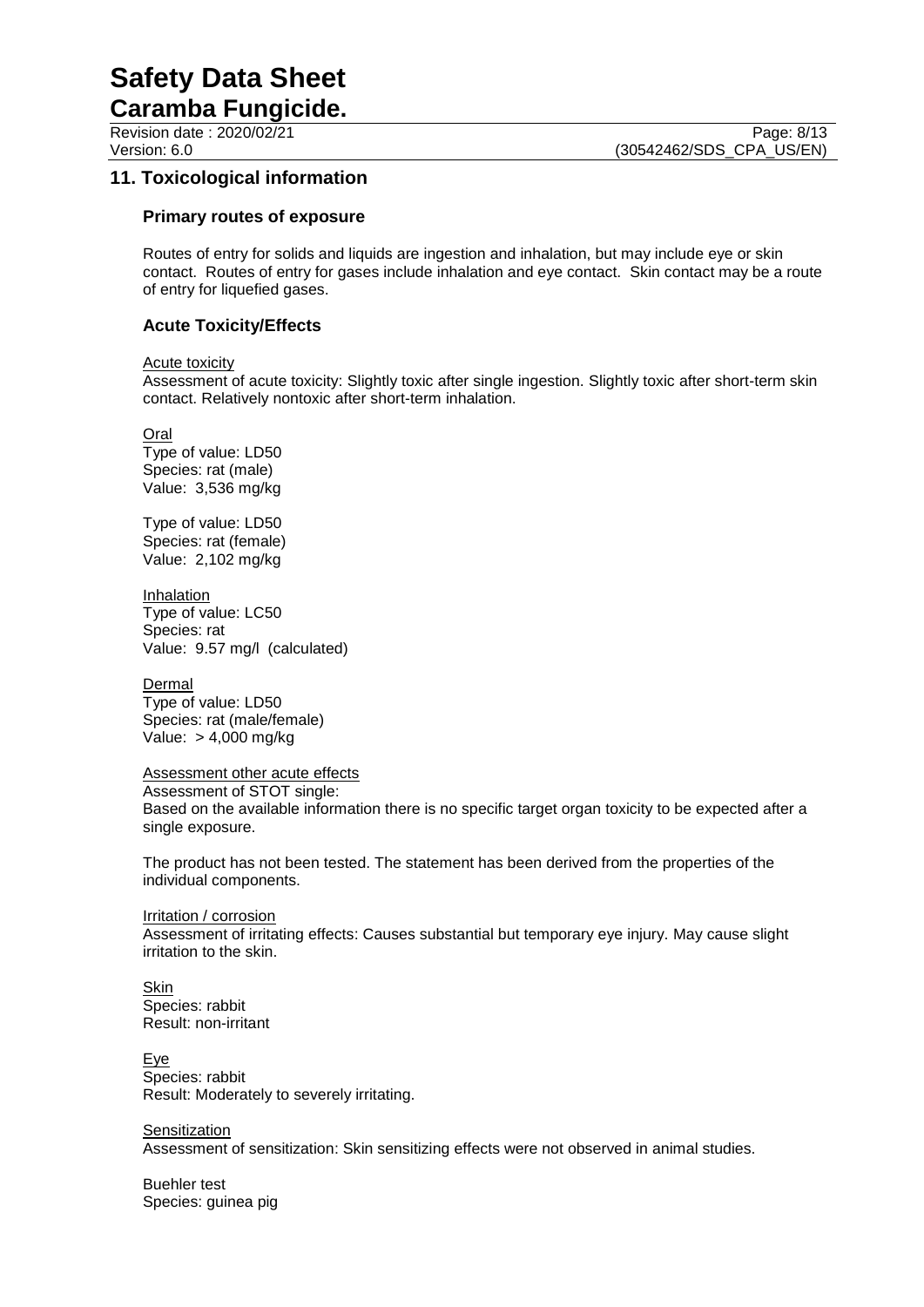## 11. Toxicological information

### Primary routes of exposure

Routes of entry for solids and liquids are ingestion and inhalation, but may include eye or skin contact. Routes of entry for gases include inhalation and eye contact. Skin contact may be a route of entry for liquefied gases.

### Acute Toxicity/Effects

Acute toxicity
Assessment of acute toxicity: Slightly toxic after single ingestion. Slightly toxic after short-term skin contact. Relatively nontoxic after short-term inhalation.

Oral
Type of value: LD50
Species: rat (male)
Value: 3,536 mg/kg

Type of value: LD50
Species: rat (female)
Value: 2,102 mg/kg

Inhalation
Type of value: LC50
Species: rat
Value: 9.57 mg/l (calculated)

Dermal
Type of value: LD50
Species: rat (male/female)
Value: > 4,000 mg/kg

Assessment other acute effects
Assessment of STOT single:
Based on the available information there is no specific target organ toxicity to be expected after a single exposure.

The product has not been tested. The statement has been derived from the properties of the individual components.

Irritation / corrosion
Assessment of irritating effects: Causes substantial but temporary eye injury. May cause slight irritation to the skin.

Skin
Species: rabbit
Result: non-irritant

Eye
Species: rabbit
Result: Moderately to severely irritating.

Sensitization
Assessment of sensitization: Skin sensitizing effects were not observed in animal studies.

Buehler test
Species: guinea pig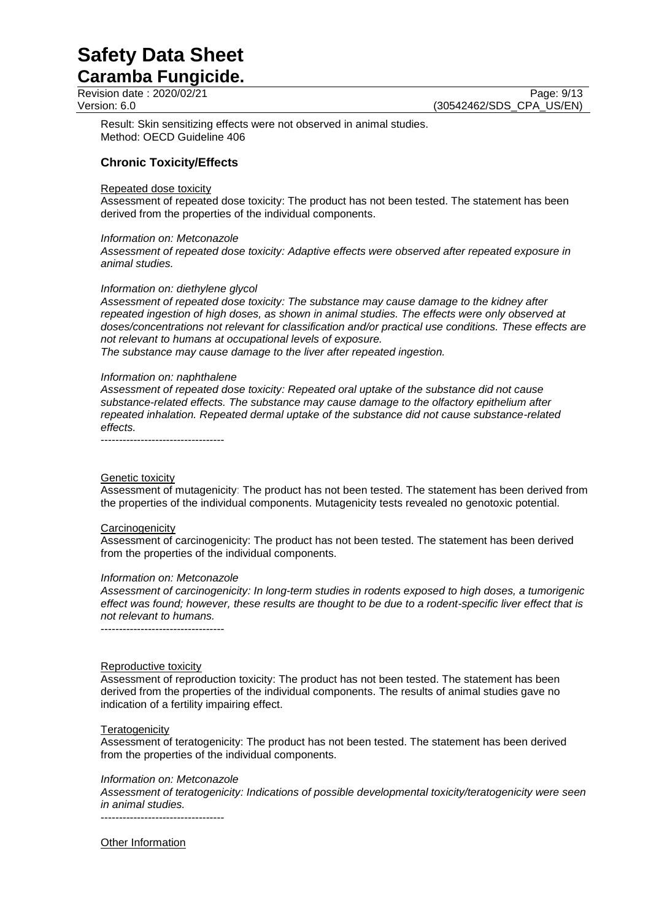Result: Skin sensitizing effects were not observed in animal studies.
Method: OECD Guideline 406

## Chronic Toxicity/Effects

Repeated dose toxicity

Assessment of repeated dose toxicity: The product has not been tested. The statement has been derived from the properties of the individual components.

*Information on: Metconazole*
*Assessment of repeated dose toxicity: Adaptive effects were observed after repeated exposure in animal studies.*

*Information on: diethylene glycol*
*Assessment of repeated dose toxicity: The substance may cause damage to the kidney after repeated ingestion of high doses, as shown in animal studies. The effects were only observed at doses/concentrations not relevant for classification and/or practical use conditions. These effects are not relevant to humans at occupational levels of exposure.*
*The substance may cause damage to the liver after repeated ingestion.*

*Information on: naphthalene*
*Assessment of repeated dose toxicity: Repeated oral uptake of the substance did not cause substance-related effects. The substance may cause damage to the olfactory epithelium after repeated inhalation. Repeated dermal uptake of the substance did not cause substance-related effects.*

----------------------------------

Genetic toxicity

Assessment of mutagenicity: The product has not been tested. The statement has been derived from the properties of the individual components. Mutagenicity tests revealed no genotoxic potential.

Carcinogenicity

Assessment of carcinogenicity: The product has not been tested. The statement has been derived from the properties of the individual components.

*Information on: Metconazole*
*Assessment of carcinogenicity: In long-term studies in rodents exposed to high doses, a tumorigenic effect was found; however, these results are thought to be due to a rodent-specific liver effect that is not relevant to humans.*

----------------------------------

Reproductive toxicity

Assessment of reproduction toxicity: The product has not been tested. The statement has been derived from the properties of the individual components. The results of animal studies gave no indication of a fertility impairing effect.

Teratogenicity

Assessment of teratogenicity: The product has not been tested. The statement has been derived from the properties of the individual components.

*Information on: Metconazole*
*Assessment of teratogenicity: Indications of possible developmental toxicity/teratogenicity were seen in animal studies.*

----------------------------------

Other Information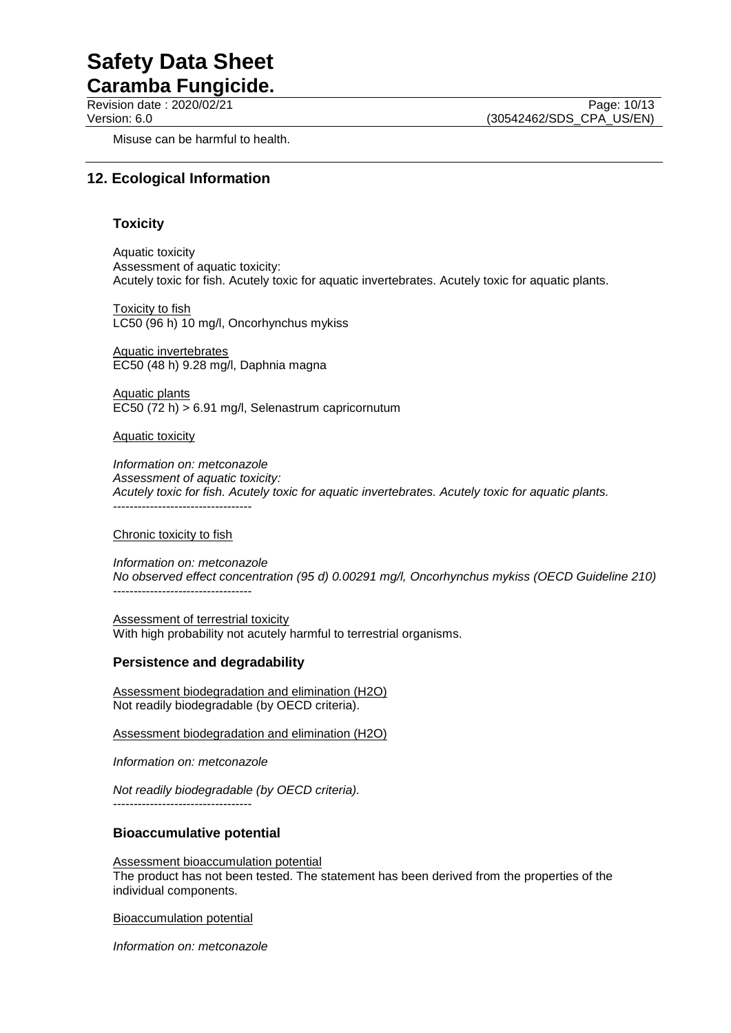Misuse can be harmful to health.

## 12. Ecological Information

### Toxicity

Aquatic toxicity
Assessment of aquatic toxicity:
Acutely toxic for fish. Acutely toxic for aquatic invertebrates. Acutely toxic for aquatic plants.

Toxicity to fish
LC50 (96 h) 10 mg/l, Oncorhynchus mykiss

Aquatic invertebrates
EC50 (48 h) 9.28 mg/l, Daphnia magna

Aquatic plants
EC50 (72 h) > 6.91 mg/l, Selenastrum capricornutum

Aquatic toxicity

*Information on: metconazole*
*Assessment of aquatic toxicity:*
*Acutely toxic for fish. Acutely toxic for aquatic invertebrates. Acutely toxic for aquatic plants.*
----------------------------------

Chronic toxicity to fish

*Information on: metconazole*
*No observed effect concentration (95 d) 0.00291 mg/l, Oncorhynchus mykiss (OECD Guideline 210)*
----------------------------------

Assessment of terrestrial toxicity
With high probability not acutely harmful to terrestrial organisms.

### Persistence and degradability

Assessment biodegradation and elimination (H2O)
Not readily biodegradable (by OECD criteria).

Assessment biodegradation and elimination (H2O)

*Information on: metconazole*

*Not readily biodegradable (by OECD criteria).*
----------------------------------

### Bioaccumulative potential

Assessment bioaccumulation potential
The product has not been tested. The statement has been derived from the properties of the individual components.

Bioaccumulation potential

*Information on: metconazole*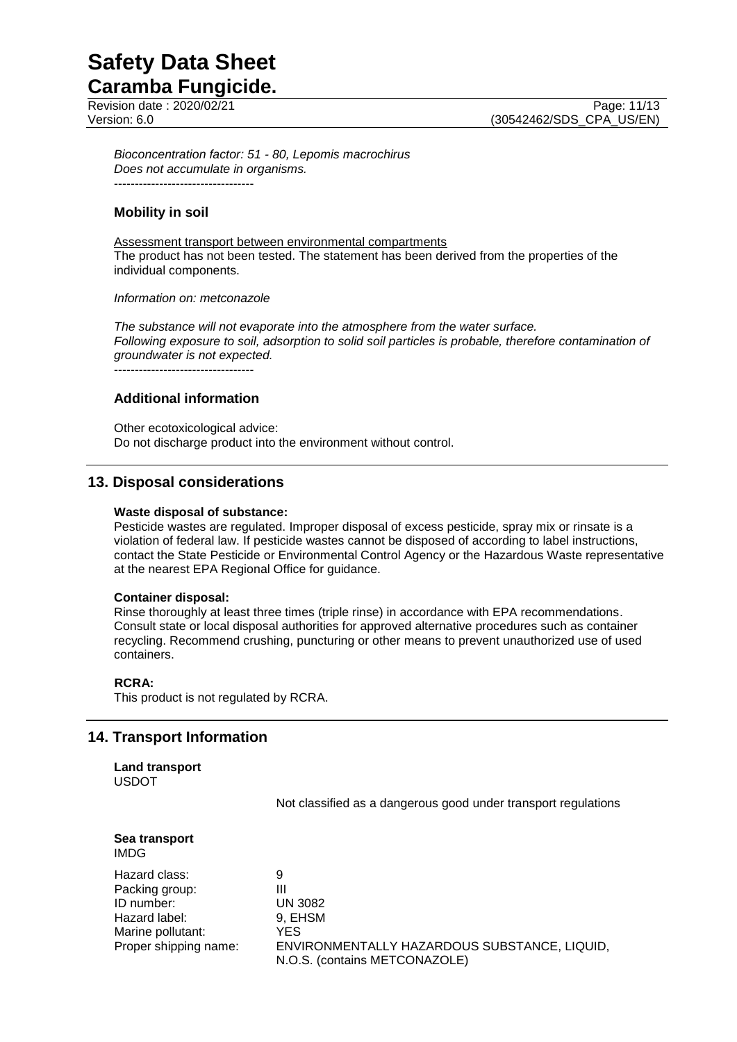*Bioconcentration factor: 51 - 80, Lepomis macrochirus*
*Does not accumulate in organisms.*

----------------------------------

### Mobility in soil

Assessment transport between environmental compartments
The product has not been tested. The statement has been derived from the properties of the individual components.

*Information on: metconazole*

*The substance will not evaporate into the atmosphere from the water surface.*
*Following exposure to soil, adsorption to solid soil particles is probable, therefore contamination of groundwater is not expected.*

----------------------------------

### Additional information

Other ecotoxicological advice:
Do not discharge product into the environment without control.

## 13. Disposal considerations

**Waste disposal of substance:**
Pesticide wastes are regulated. Improper disposal of excess pesticide, spray mix or rinsate is a violation of federal law. If pesticide wastes cannot be disposed of according to label instructions, contact the State Pesticide or Environmental Control Agency or the Hazardous Waste representative at the nearest EPA Regional Office for guidance.

**Container disposal:**
Rinse thoroughly at least three times (triple rinse) in accordance with EPA recommendations. Consult state or local disposal authorities for approved alternative procedures such as container recycling. Recommend crushing, puncturing or other means to prevent unauthorized use of used containers.

**RCRA:**
This product is not regulated by RCRA.

## 14. Transport Information

**Land transport**
USDOT

Not classified as a dangerous good under transport regulations

**Sea transport**
IMDG

| | |
|---|---|
| Hazard class: | 9 |
| Packing group: | III |
| ID number: | UN 3082 |
| Hazard label: | 9, EHSM |
| Marine pollutant: | YES |
| Proper shipping name: | ENVIRONMENTALLY HAZARDOUS SUBSTANCE, LIQUID, N.O.S. (contains METCONAZOLE) |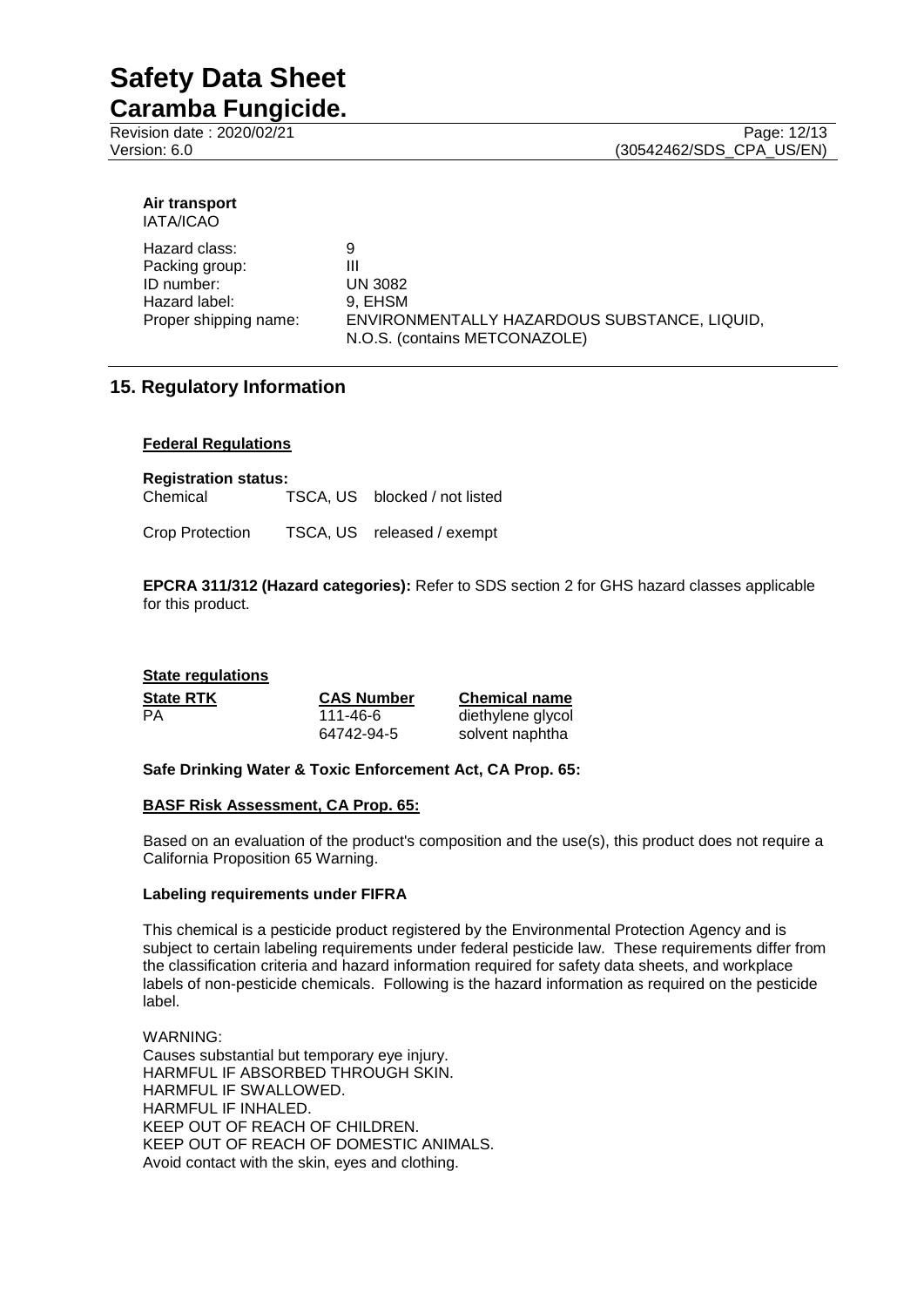**Air transport**
IATA/ICAO

| | |
|---|---|
| Hazard class: | 9 |
| Packing group: | III |
| ID number: | UN 3082 |
| Hazard label: | 9, EHSM |
| Proper shipping name: | ENVIRONMENTALLY HAZARDOUS SUBSTANCE, LIQUID, N.O.S. (contains METCONAZOLE) |

## 15. Regulatory Information

### Federal Regulations

**Registration status:**

| | | |
|---|---|---|
| Chemical | TSCA, US | blocked / not listed |
| Crop Protection | TSCA, US | released / exempt |

**EPCRA 311/312 (Hazard categories):** Refer to SDS section 2 for GHS hazard classes applicable for this product.

### State regulations

| State RTK | CAS Number | Chemical name |
|---|---|---|
| PA | 111-46-6 | diethylene glycol |
| | 64742-94-5 | solvent naphtha |

**Safe Drinking Water & Toxic Enforcement Act, CA Prop. 65:**

**BASF Risk Assessment, CA Prop. 65:**

Based on an evaluation of the product's composition and the use(s), this product does not require a California Proposition 65 Warning.

**Labeling requirements under FIFRA**

This chemical is a pesticide product registered by the Environmental Protection Agency and is subject to certain labeling requirements under federal pesticide law. These requirements differ from the classification criteria and hazard information required for safety data sheets, and workplace labels of non-pesticide chemicals. Following is the hazard information as required on the pesticide label.

WARNING:
Causes substantial but temporary eye injury.
HARMFUL IF ABSORBED THROUGH SKIN.
HARMFUL IF SWALLOWED.
HARMFUL IF INHALED.
KEEP OUT OF REACH OF CHILDREN.
KEEP OUT OF REACH OF DOMESTIC ANIMALS.
Avoid contact with the skin, eyes and clothing.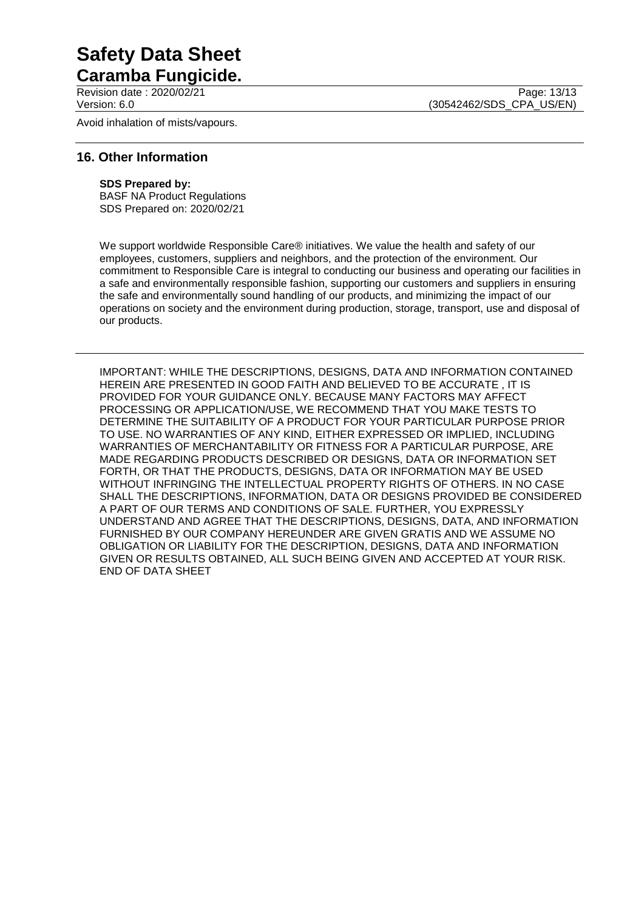Avoid inhalation of mists/vapours.

## 16. Other Information

**SDS Prepared by:**
BASF NA Product Regulations
SDS Prepared on: 2020/02/21

We support worldwide Responsible Care® initiatives. We value the health and safety of our employees, customers, suppliers and neighbors, and the protection of the environment. Our commitment to Responsible Care is integral to conducting our business and operating our facilities in a safe and environmentally responsible fashion, supporting our customers and suppliers in ensuring the safe and environmentally sound handling of our products, and minimizing the impact of our operations on society and the environment during production, storage, transport, use and disposal of our products.

---

IMPORTANT: WHILE THE DESCRIPTIONS, DESIGNS, DATA AND INFORMATION CONTAINED HEREIN ARE PRESENTED IN GOOD FAITH AND BELIEVED TO BE ACCURATE , IT IS PROVIDED FOR YOUR GUIDANCE ONLY. BECAUSE MANY FACTORS MAY AFFECT PROCESSING OR APPLICATION/USE, WE RECOMMEND THAT YOU MAKE TESTS TO DETERMINE THE SUITABILITY OF A PRODUCT FOR YOUR PARTICULAR PURPOSE PRIOR TO USE. NO WARRANTIES OF ANY KIND, EITHER EXPRESSED OR IMPLIED, INCLUDING WARRANTIES OF MERCHANTABILITY OR FITNESS FOR A PARTICULAR PURPOSE, ARE MADE REGARDING PRODUCTS DESCRIBED OR DESIGNS, DATA OR INFORMATION SET FORTH, OR THAT THE PRODUCTS, DESIGNS, DATA OR INFORMATION MAY BE USED WITHOUT INFRINGING THE INTELLECTUAL PROPERTY RIGHTS OF OTHERS. IN NO CASE SHALL THE DESCRIPTIONS, INFORMATION, DATA OR DESIGNS PROVIDED BE CONSIDERED A PART OF OUR TERMS AND CONDITIONS OF SALE. FURTHER, YOU EXPRESSLY UNDERSTAND AND AGREE THAT THE DESCRIPTIONS, DESIGNS, DATA, AND INFORMATION FURNISHED BY OUR COMPANY HEREUNDER ARE GIVEN GRATIS AND WE ASSUME NO OBLIGATION OR LIABILITY FOR THE DESCRIPTION, DESIGNS, DATA AND INFORMATION GIVEN OR RESULTS OBTAINED, ALL SUCH BEING GIVEN AND ACCEPTED AT YOUR RISK.
END OF DATA SHEET